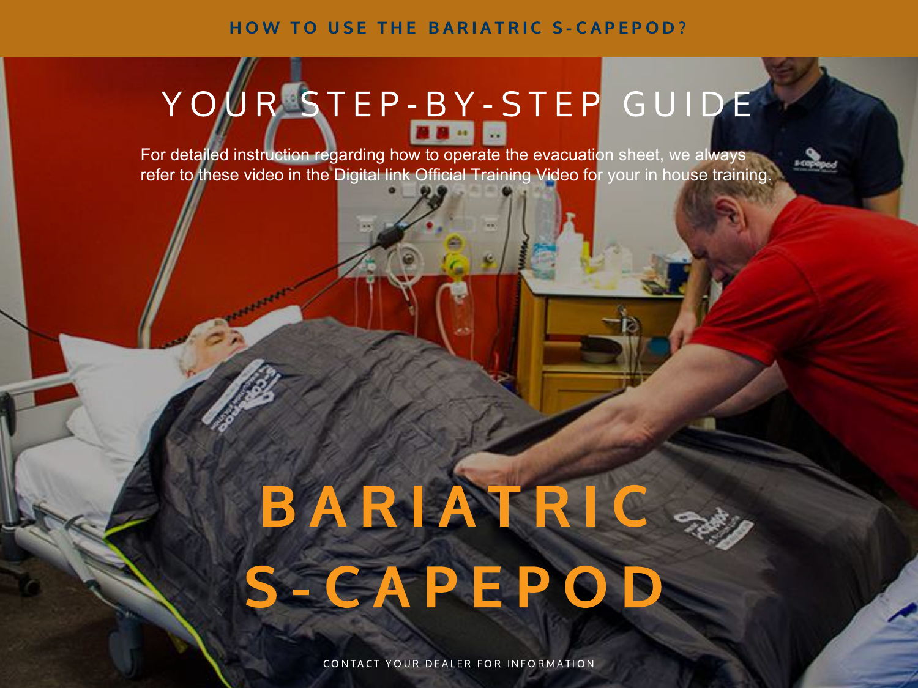HOW TO USE THE BARIATRIC S-CAPEPOD?

# YOUR STEP-BY-STEP GUIDE

For detailed instruction regarding how to operate the evacuation sheet, we always refer to these video in the Digital link Official Training Video for your in house training.

# BARIATRIC S-CAPEPOD

CONTACT YOUR DEALER FOR INFORMATION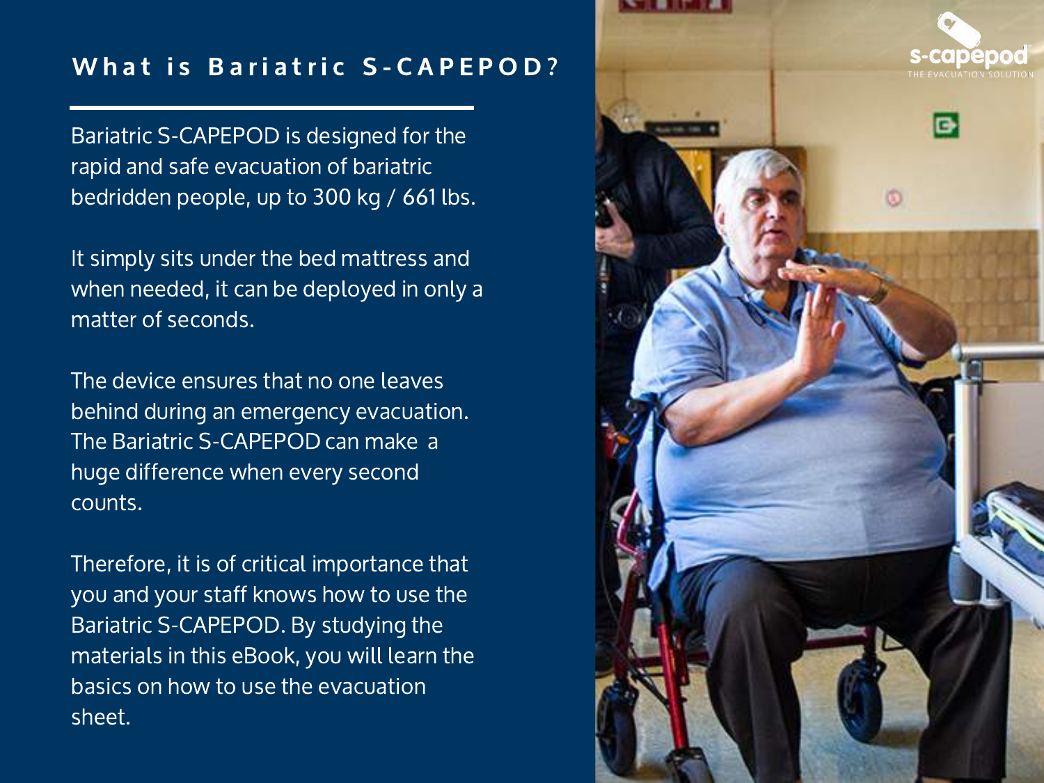# What is Bariatric S-CAPEPOD?

Bariatric S-CAPEPOD is designed for the rapid and safe evacuation of bariatric bedridden people, up to 300 kg / 661 lbs.

It simply sits under the bed mattress and when needed, it can be deployed in only a matter of seconds.

The device ensures that no one leaves behind during an emergency evacuation. The Bariatric S-CAPEPOD can make a huge difference when every second counts.

Therefore, it is of critical importance that you and your staff knows how to use the Bariatric S-CAPEPOD. By studying the materials in this eBook, you will learn the basics on how to use the evacuation sheet.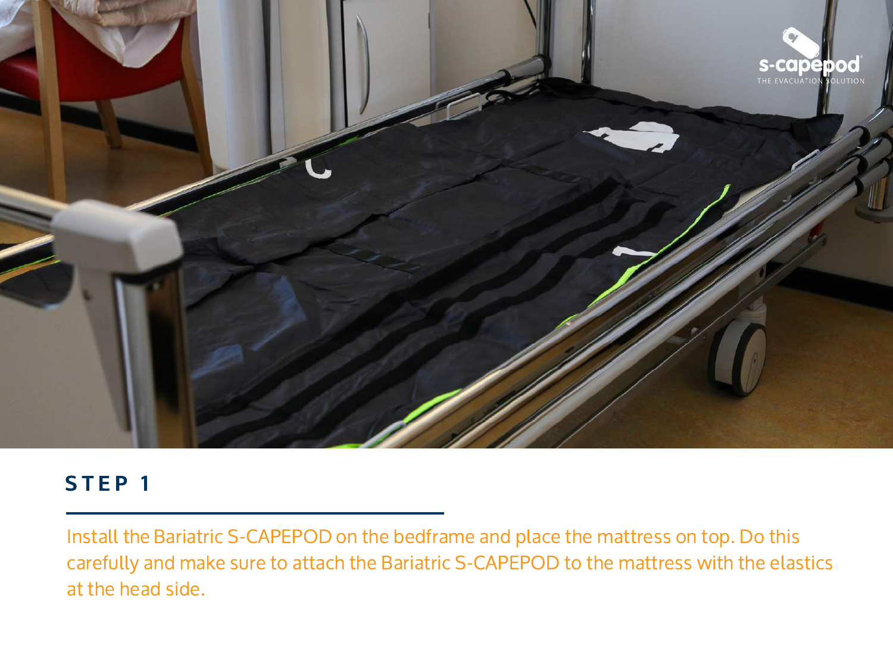## STEP 1

Install the Bariatric S-CAPEPOD on the bedframe and place the mattress on top. Do this carefully and make sure to attach the Bariatric S-CAPEPOD to the mattress with the elastics at the head side.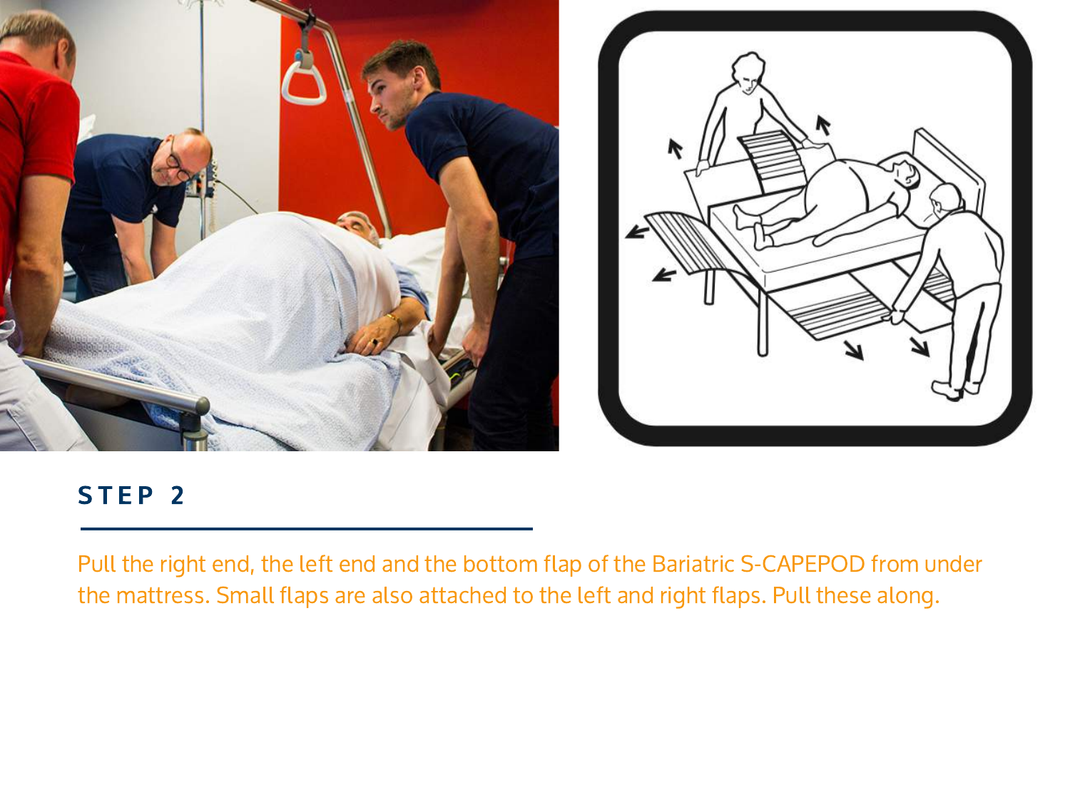## STEP 2

Pull the right end, the left end and the bottom flap of the Bariatric S-CAPEPOD from under the mattress. Small flaps are also attached to the left and right flaps. Pull these along.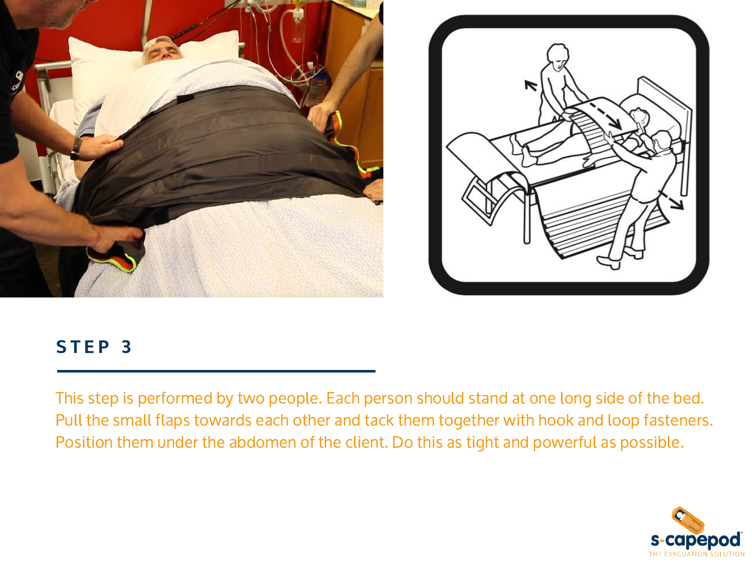## STEP 3

This step is performed by two people. Each person should stand at one long side of the bed. Pull the small flaps towards each other and tack them together with hook and loop fasteners. Position them under the abdomen of the client. Do this as tight and powerful as possible.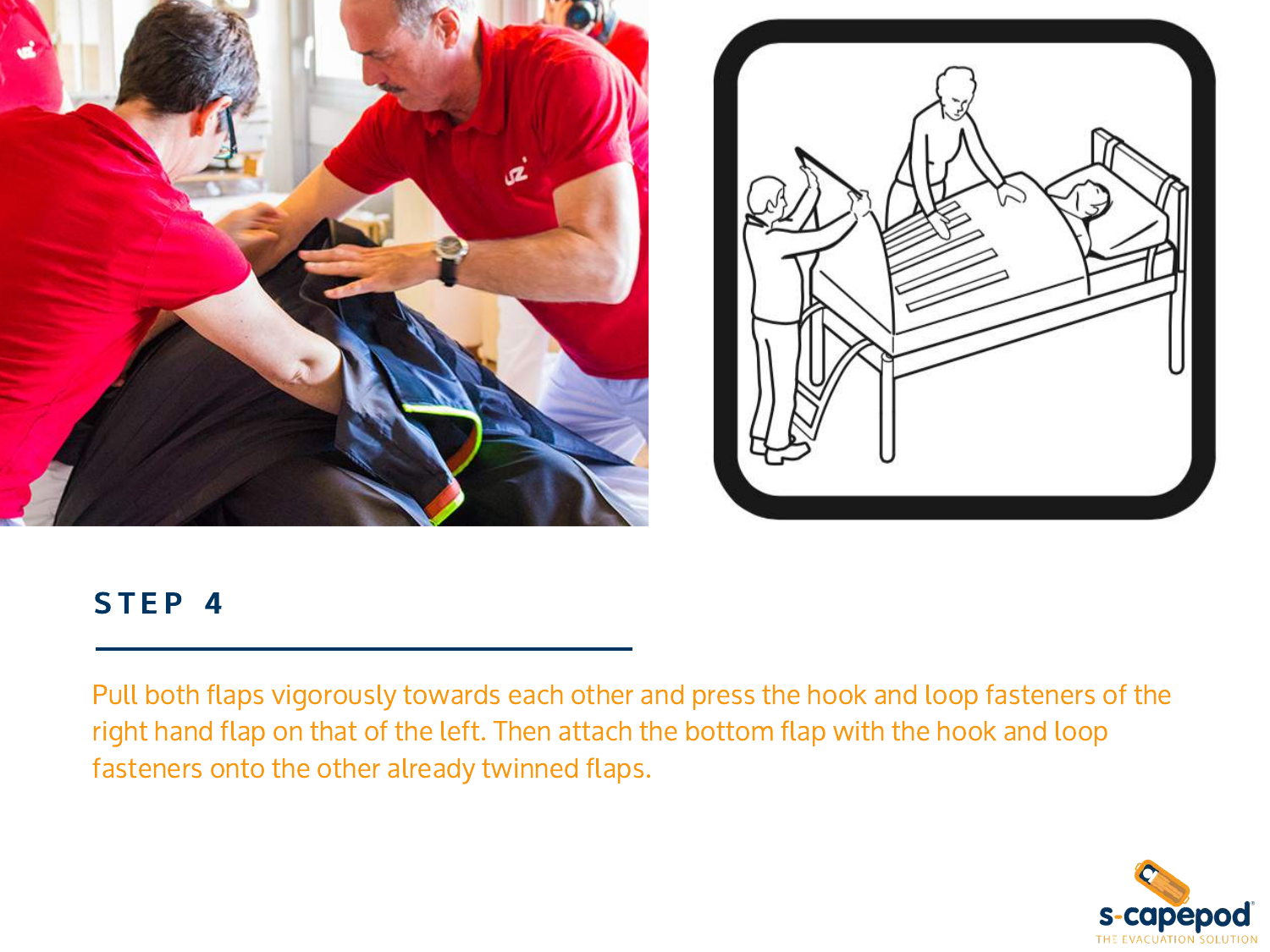## STEP 4

Pull both flaps vigorously towards each other and press the hook and loop fasteners of the right hand flap on that of the left. Then attach the bottom flap with the hook and loop fasteners onto the other already twinned flaps.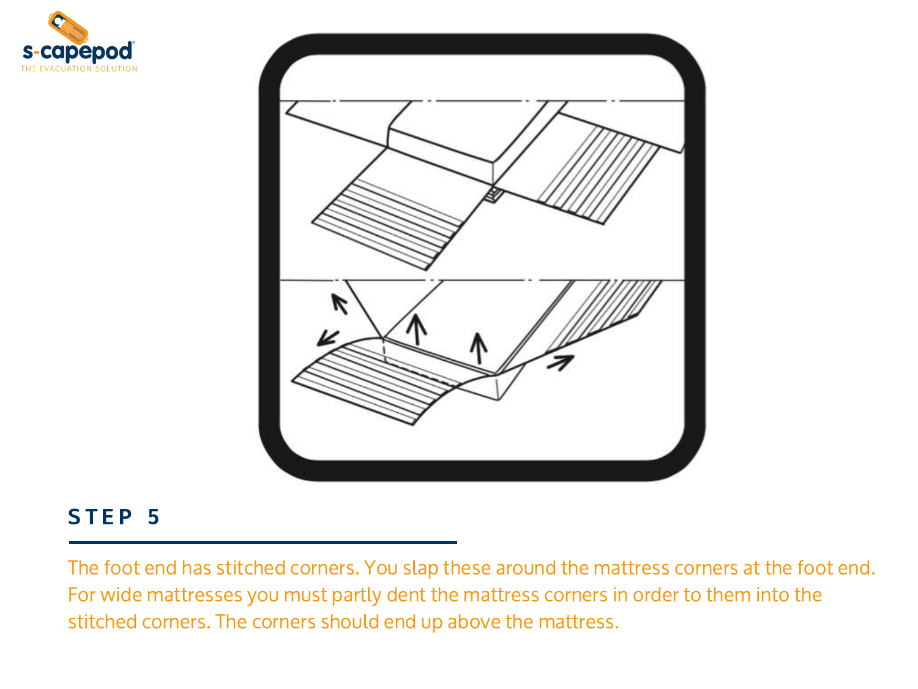## STEP 5

The foot end has stitched corners. You slap these around the mattress corners at the foot end. For wide mattresses you must partly dent the mattress corners in order to them into the stitched corners. The corners should end up above the mattress.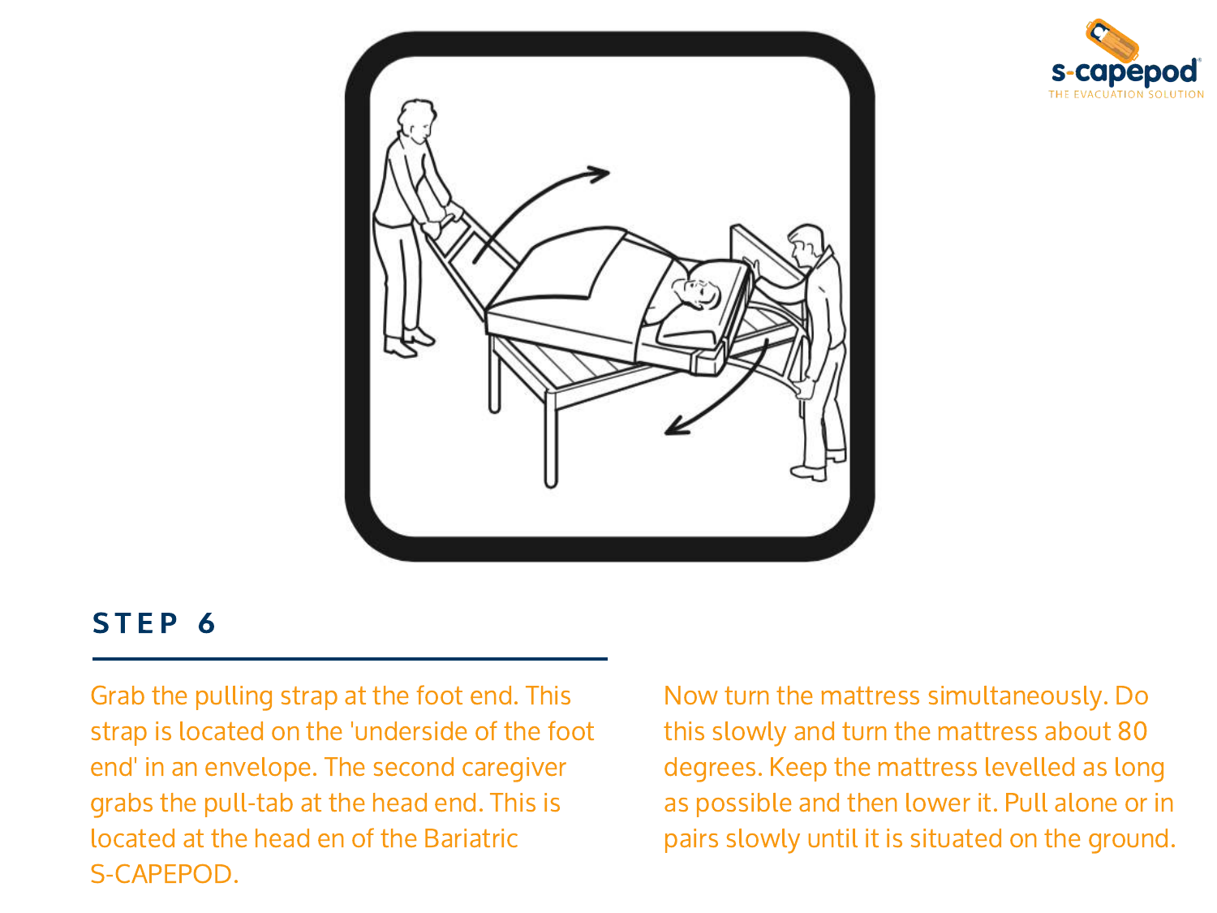## STEP 6

Grab the pulling strap at the foot end. This strap is located on the 'underside of the foot end' in an envelope. The second caregiver grabs the pull-tab at the head end. This is located at the head en of the Bariatric S-CAPEPOD.

Now turn the mattress simultaneously. Do this slowly and turn the mattress about 80 degrees. Keep the mattress levelled as long as possible and then lower it. Pull alone or in pairs slowly until it is situated on the ground.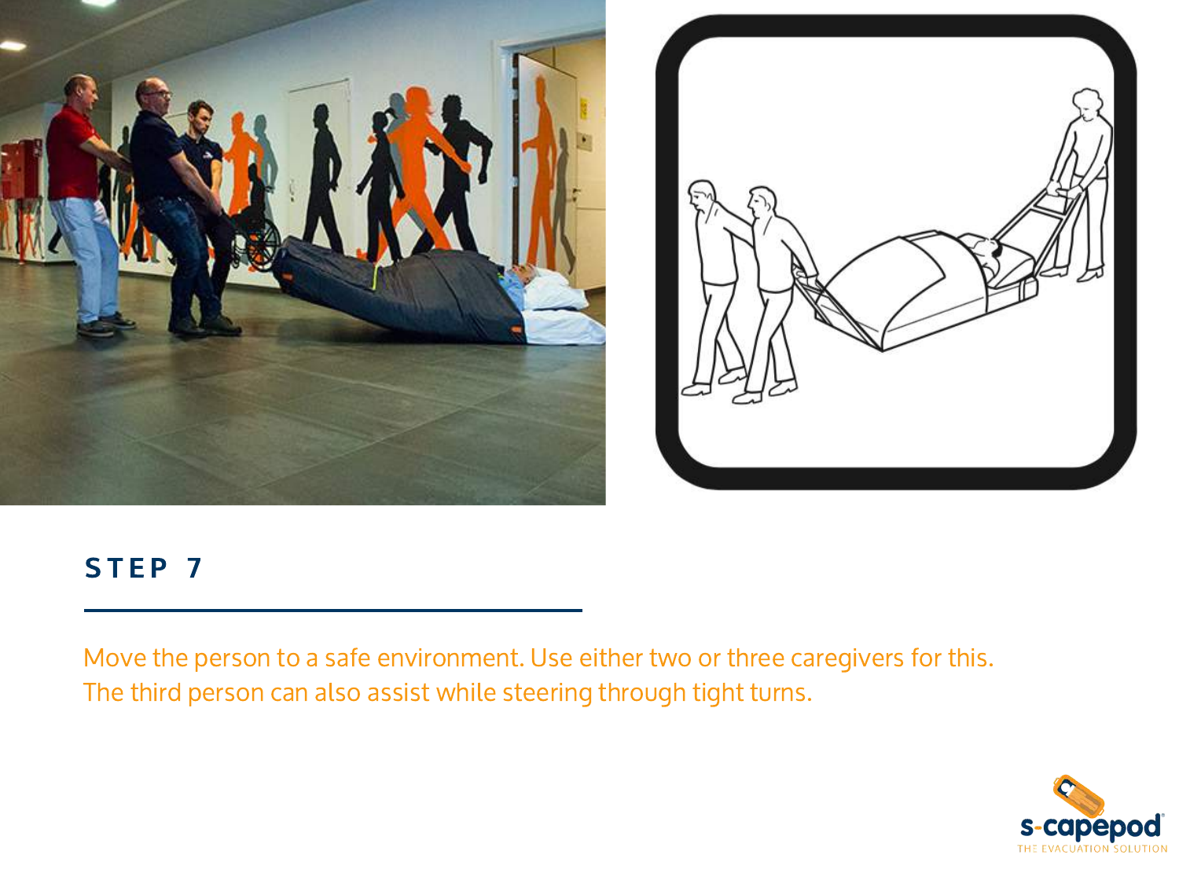## STEP 7

Move the person to a safe environment. Use either two or three caregivers for this. The third person can also assist while steering through tight turns.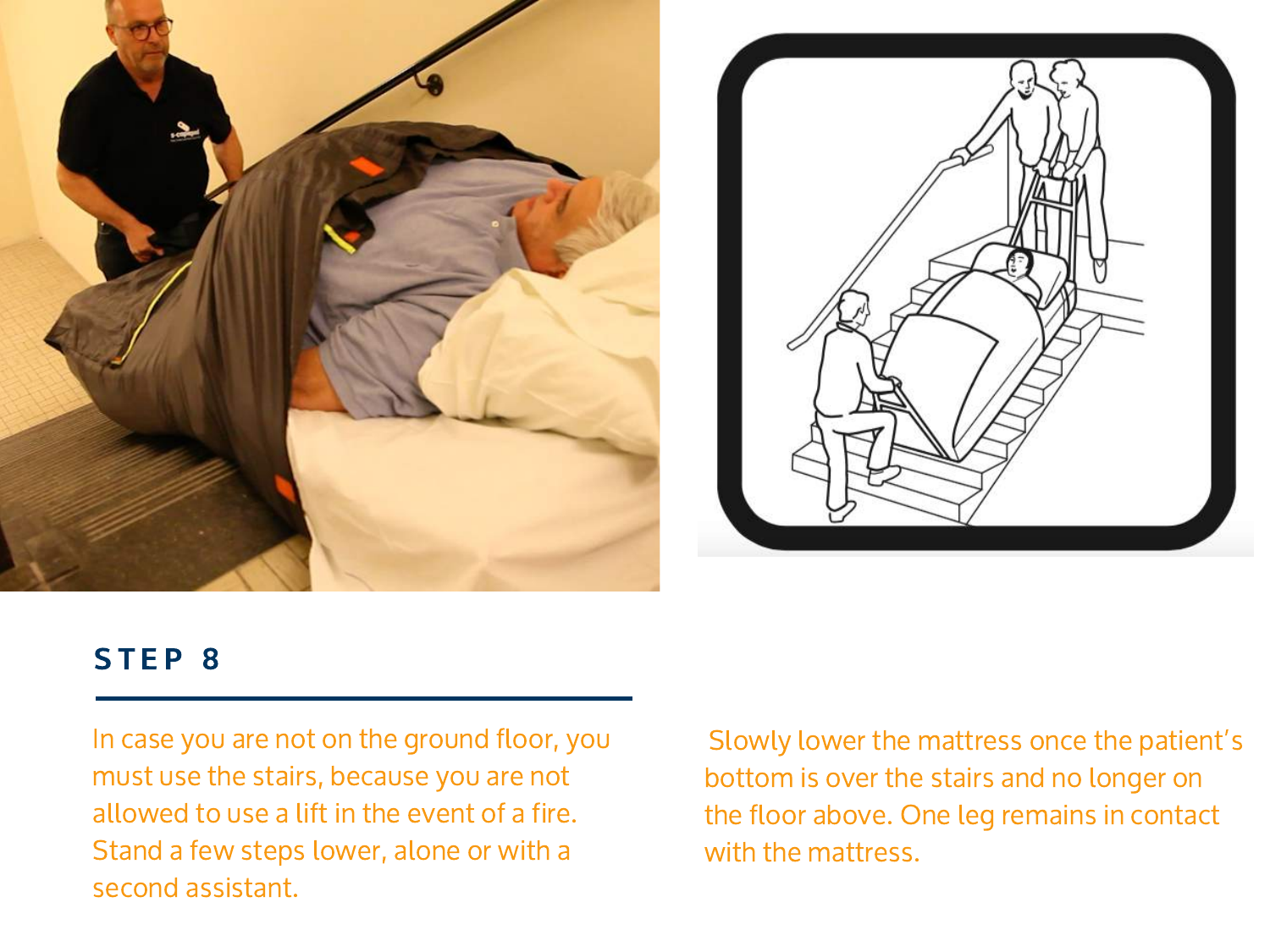## STEP 8

In case you are not on the ground floor, you must use the stairs, because you are not allowed to use a lift in the event of a fire. Stand a few steps lower, alone or with a second assistant.

Slowly lower the mattress once the patient's bottom is over the stairs and no longer on the floor above. One leg remains in contact with the mattress.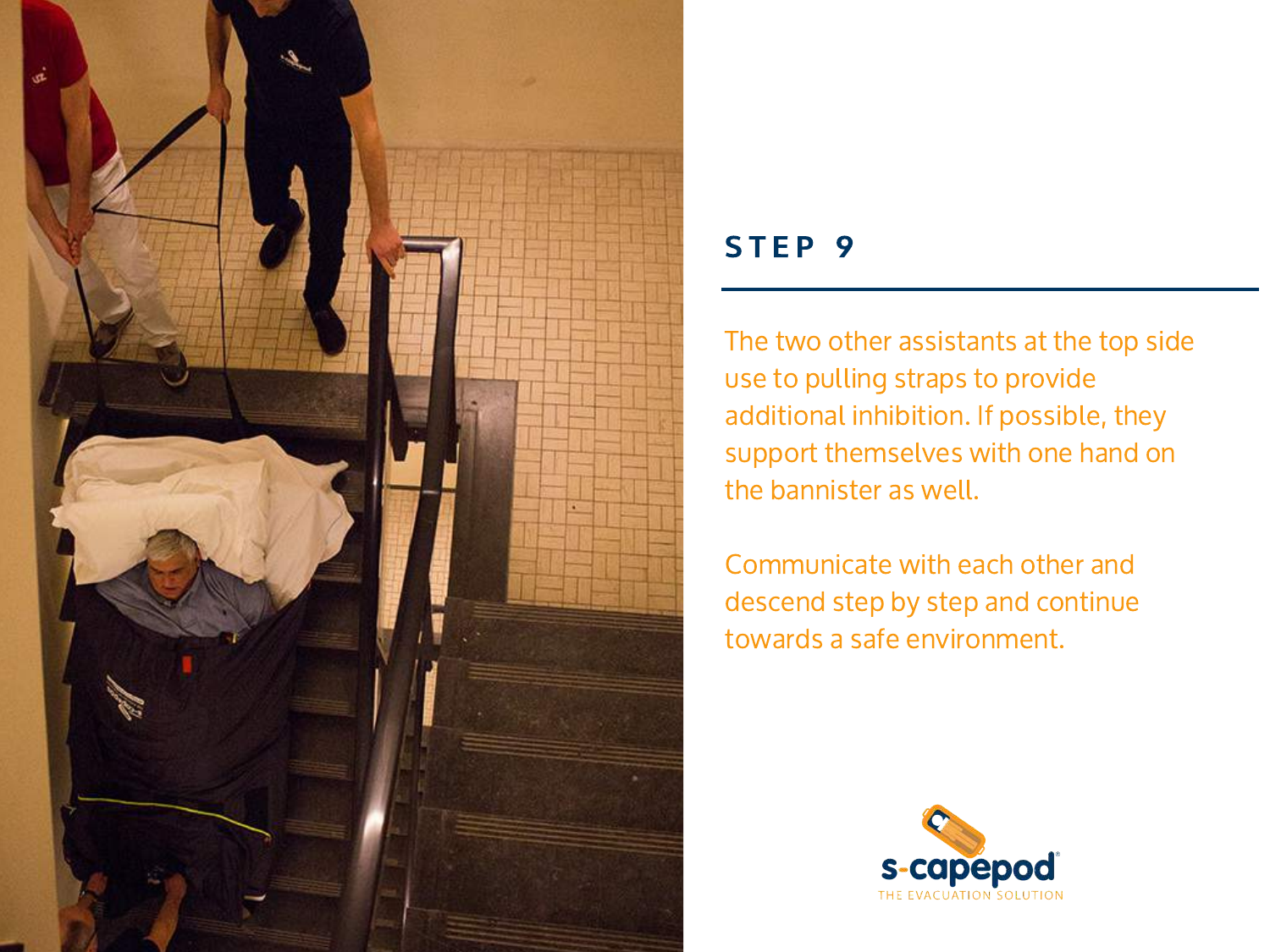## STEP 9

The two other assistants at the top side use to pulling straps to provide additional inhibition. If possible, they support themselves with one hand on the bannister as well.

Communicate with each other and descend step by step and continue towards a safe environment.

s-capepod

THE EVACUATION SOLUTION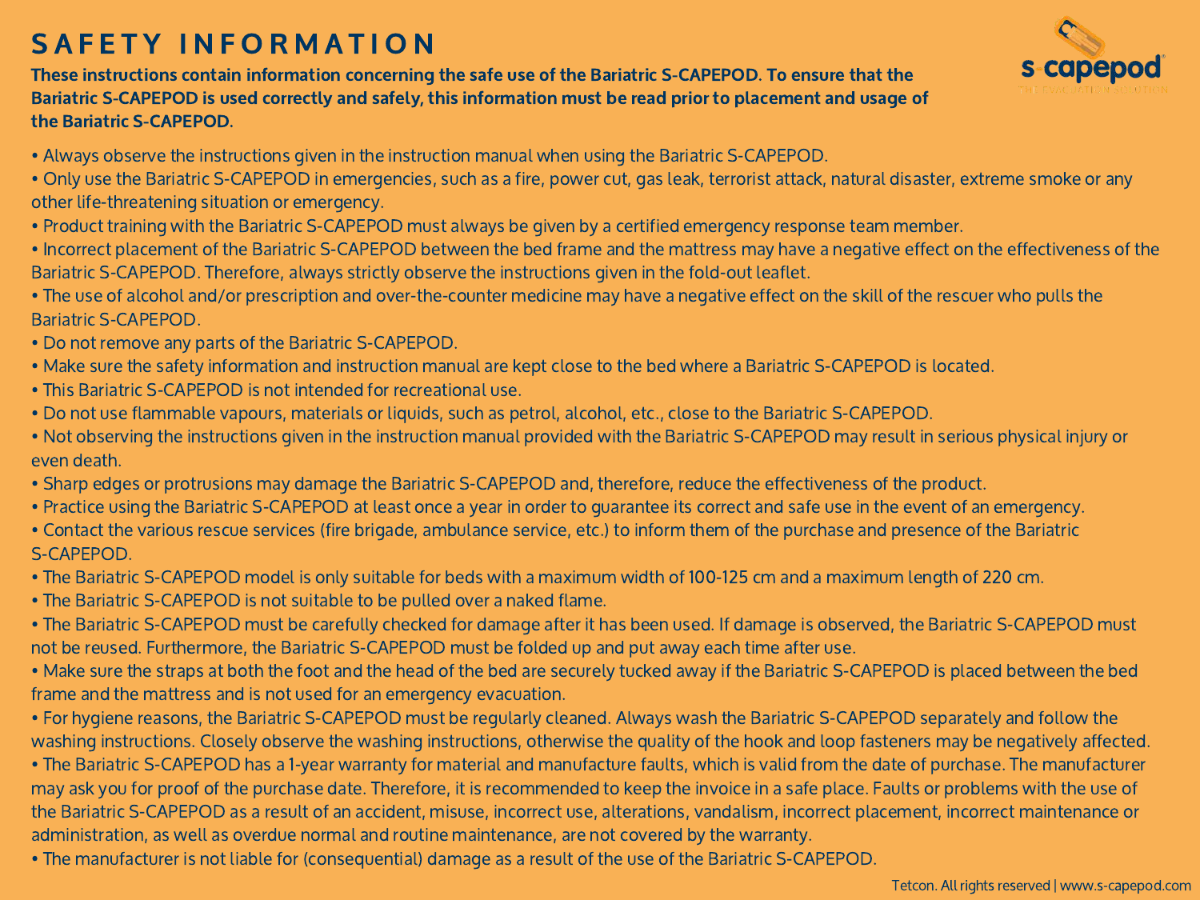# SAFETY INFORMATION

**These instructions contain information concerning the safe use of the Bariatric S-CAPEPOD. To ensure that the Bariatric S-CAPEPOD is used correctly and safely, this information must be read prior to placement and usage of the Bariatric S-CAPEPOD.**

- Always observe the instructions given in the instruction manual when using the Bariatric S-CAPEPOD.
- Only use the Bariatric S-CAPEPOD in emergencies, such as a fire, power cut, gas leak, terrorist attack, natural disaster, extreme smoke or any other life-threatening situation or emergency.
- Product training with the Bariatric S-CAPEPOD must always be given by a certified emergency response team member.
- Incorrect placement of the Bariatric S-CAPEPOD between the bed frame and the mattress may have a negative effect on the effectiveness of the Bariatric S-CAPEPOD. Therefore, always strictly observe the instructions given in the fold-out leaflet.
- The use of alcohol and/or prescription and over-the-counter medicine may have a negative effect on the skill of the rescuer who pulls the Bariatric S-CAPEPOD.
- Do not remove any parts of the Bariatric S-CAPEPOD.
- Make sure the safety information and instruction manual are kept close to the bed where a Bariatric S-CAPEPOD is located.
- This Bariatric S-CAPEPOD is not intended for recreational use.
- Do not use flammable vapours, materials or liquids, such as petrol, alcohol, etc., close to the Bariatric S-CAPEPOD.
- Not observing the instructions given in the instruction manual provided with the Bariatric S-CAPEPOD may result in serious physical injury or even death.
- Sharp edges or protrusions may damage the Bariatric S-CAPEPOD and, therefore, reduce the effectiveness of the product.
- Practice using the Bariatric S-CAPEPOD at least once a year in order to guarantee its correct and safe use in the event of an emergency.
- Contact the various rescue services (fire brigade, ambulance service, etc.) to inform them of the purchase and presence of the Bariatric S-CAPEPOD.
- The Bariatric S-CAPEPOD model is only suitable for beds with a maximum width of 100-125 cm and a maximum length of 220 cm.
- The Bariatric S-CAPEPOD is not suitable to be pulled over a naked flame.
- The Bariatric S-CAPEPOD must be carefully checked for damage after it has been used. If damage is observed, the Bariatric S-CAPEPOD must not be reused. Furthermore, the Bariatric S-CAPEPOD must be folded up and put away each time after use.
- Make sure the straps at both the foot and the head of the bed are securely tucked away if the Bariatric S-CAPEPOD is placed between the bed frame and the mattress and is not used for an emergency evacuation.
- For hygiene reasons, the Bariatric S-CAPEPOD must be regularly cleaned. Always wash the Bariatric S-CAPEPOD separately and follow the washing instructions. Closely observe the washing instructions, otherwise the quality of the hook and loop fasteners may be negatively affected.
- The Bariatric S-CAPEPOD has a 1-year warranty for material and manufacture faults, which is valid from the date of purchase. The manufacturer may ask you for proof of the purchase date. Therefore, it is recommended to keep the invoice in a safe place. Faults or problems with the use of the Bariatric S-CAPEPOD as a result of an accident, misuse, incorrect use, alterations, vandalism, incorrect placement, incorrect maintenance or administration, as well as overdue normal and routine maintenance, are not covered by the warranty.
- The manufacturer is not liable for (consequential) damage as a result of the use of the Bariatric S-CAPEPOD.

Tetcon. All rights reserved | www.s-capepod.com